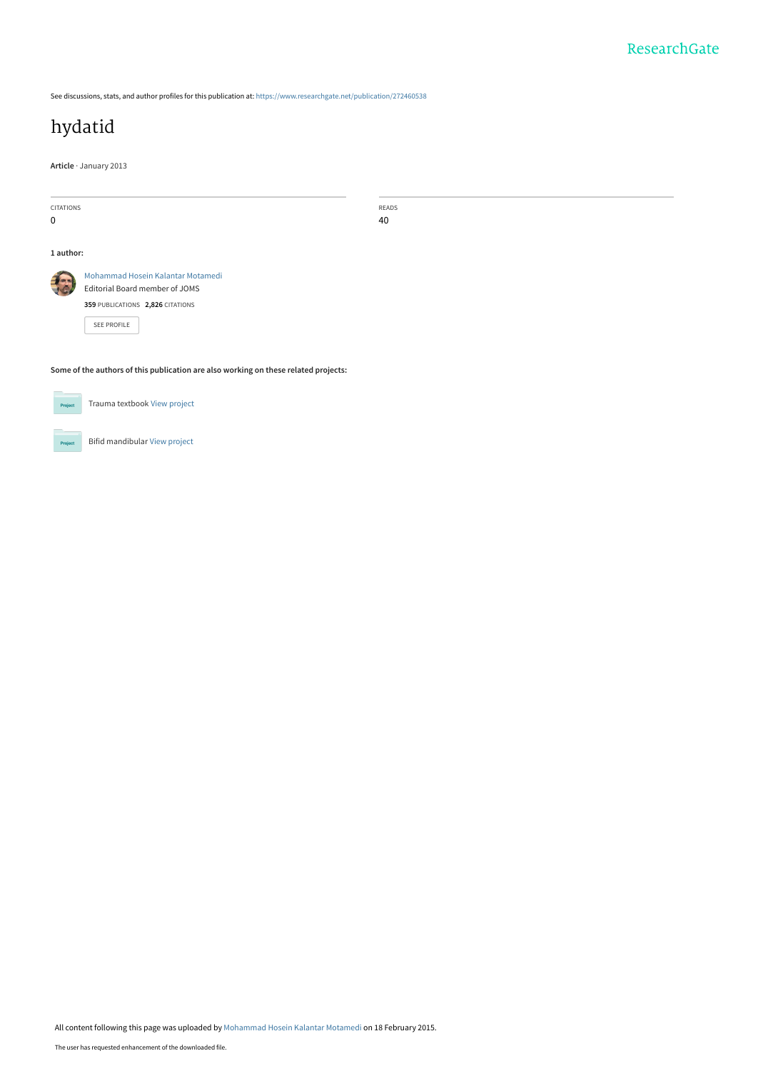See discussions, stats, and author profiles for this publication at: https://www.researchgate.net/publication/272460538

# hydatid

**Article** · January 2013

| CITATIONS | READS |
| --- | --- |
| 0 | 40 |

**1 author:**

Mohammad Hosein Kalantar Motamedi
Editorial Board member of JOMS
**359** PUBLICATIONS **2,826** CITATIONS

SEE PROFILE

**Some of the authors of this publication are also working on these related projects:**

Trauma textbook View project

Bifid mandibular View project

All content following this page was uploaded by Mohammad Hosein Kalantar Motamedi on 18 February 2015.

The user has requested enhancement of the downloaded file.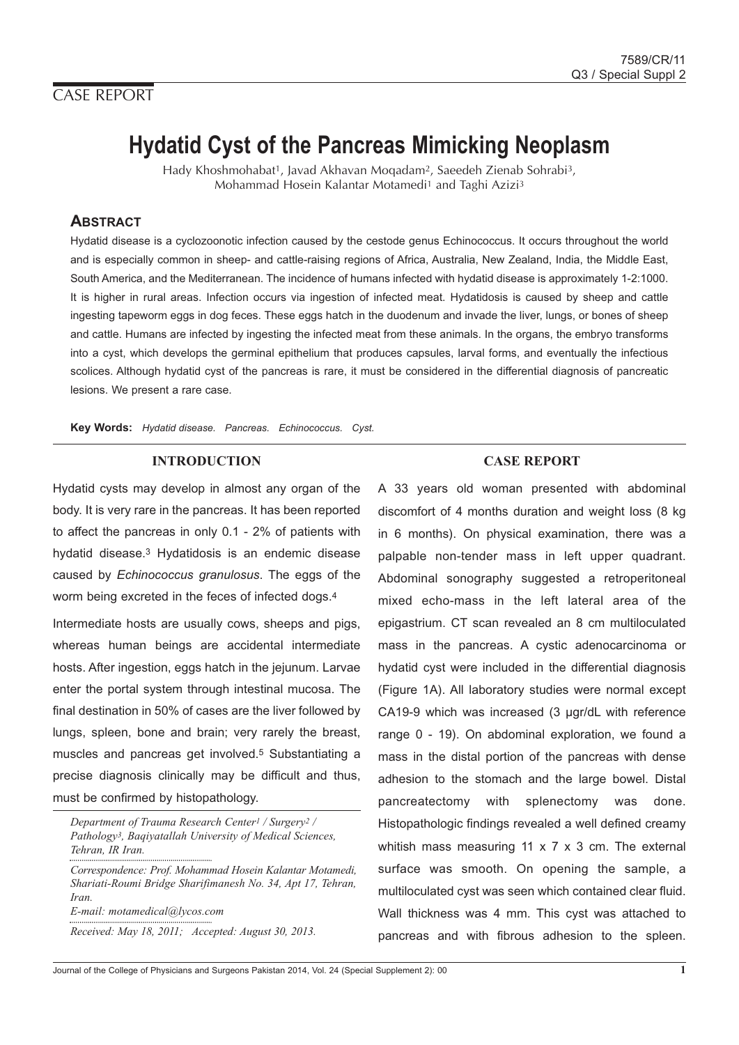## CASE REPORT

# Hydatid Cyst of the Pancreas Mimicking Neoplasm

Hady Khoshmohabat[1], Javad Akhavan Moqadam[2], Saeedeh Zienab Sohrabi[3], Mohammad Hosein Kalantar Motamedi[1] and Taghi Azizi[3]

## Abstract

Hydatid disease is a cyclozoonotic infection caused by the cestode genus Echinococcus. It occurs throughout the world and is especially common in sheep- and cattle-raising regions of Africa, Australia, New Zealand, India, the Middle East, South America, and the Mediterranean. The incidence of humans infected with hydatid disease is approximately 1-2:1000. It is higher in rural areas. Infection occurs via ingestion of infected meat. Hydatidosis is caused by sheep and cattle ingesting tapeworm eggs in dog feces. These eggs hatch in the duodenum and invade the liver, lungs, or bones of sheep and cattle. Humans are infected by ingesting the infected meat from these animals. In the organs, the embryo transforms into a cyst, which develops the germinal epithelium that produces capsules, larval forms, and eventually the infectious scolices. Although hydatid cyst of the pancreas is rare, it must be considered in the differential diagnosis of pancreatic lesions. We present a rare case.

**Key Words:** *Hydatid disease. Pancreas. Echinococcus. Cyst.*

## INTRODUCTION

Hydatid cysts may develop in almost any organ of the body. It is very rare in the pancreas. It has been reported to affect the pancreas in only 0.1 - 2% of patients with hydatid disease.[3] Hydatidosis is an endemic disease caused by *Echinococcus granulosus*. The eggs of the worm being excreted in the feces of infected dogs.[4]

Intermediate hosts are usually cows, sheeps and pigs, whereas human beings are accidental intermediate hosts. After ingestion, eggs hatch in the jejunum. Larvae enter the portal system through intestinal mucosa. The final destination in 50% of cases are the liver followed by lungs, spleen, bone and brain; very rarely the breast, muscles and pancreas get involved.[5] Substantiating a precise diagnosis clinically may be difficult and thus, must be confirmed by histopathology.

*Department of Trauma Research Center[1] / Surgery[2] / Pathology[3], Baqiyatallah University of Medical Sciences, Tehran, IR Iran.*

*Correspondence: Prof. Mohammad Hosein Kalantar Motamedi, Shariati-Roumi Bridge Sharifimanesh No. 34, Apt 17, Tehran, Iran.*
*E-mail: motamedical@lycos.com*

*Received: May 18, 2011; Accepted: August 30, 2013.*

## CASE REPORT

A 33 years old woman presented with abdominal discomfort of 4 months duration and weight loss (8 kg in 6 months). On physical examination, there was a palpable non-tender mass in left upper quadrant. Abdominal sonography suggested a retroperitoneal mixed echo-mass in the left lateral area of the epigastrium. CT scan revealed an 8 cm multiloculated mass in the pancreas. A cystic adenocarcinoma or hydatid cyst were included in the differential diagnosis (Figure 1A). All laboratory studies were normal except CA19-9 which was increased (3 µgr/dL with reference range 0 - 19). On abdominal exploration, we found a mass in the distal portion of the pancreas with dense adhesion to the stomach and the large bowel. Distal pancreatectomy with splenectomy was done. Histopathologic findings revealed a well defined creamy whitish mass measuring 11 x 7 x 3 cm. The external surface was smooth. On opening the sample, a multiloculated cyst was seen which contained clear fluid. Wall thickness was 4 mm. This cyst was attached to pancreas and with fibrous adhesion to the spleen.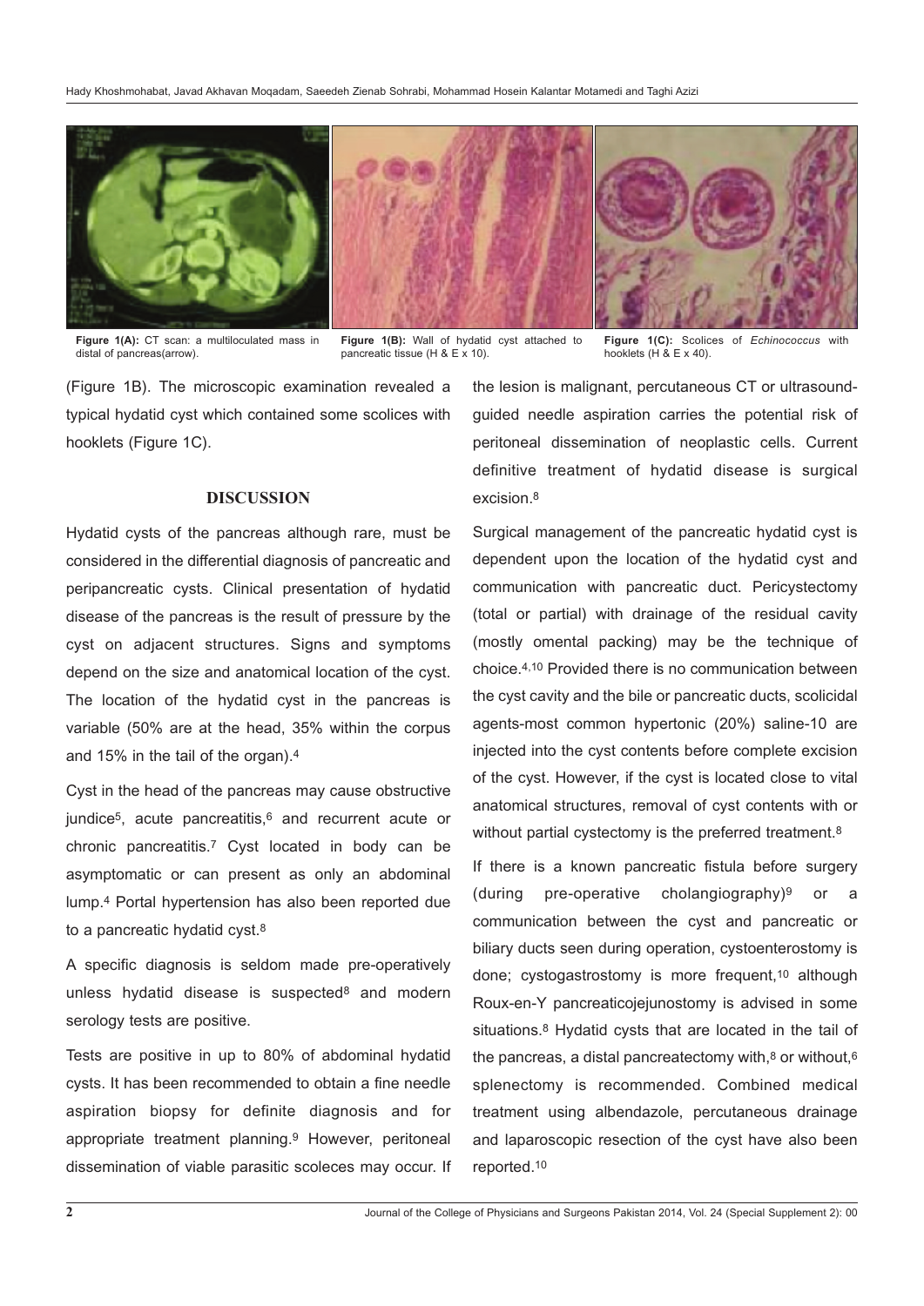Figure 1(A): CT scan: a multiloculated mass in distal of pancreas(arrow).

Figure 1(B): Wall of hydatid cyst attached to pancreatic tissue (H & E x 10).

Figure 1(C): Scolices of *Echinococcus* with hooklets (H & E x 40).

(Figure 1B). The microscopic examination revealed a typical hydatid cyst which contained some scolices with hooklets (Figure 1C).

## DISCUSSION

Hydatid cysts of the pancreas although rare, must be considered in the differential diagnosis of pancreatic and peripancreatic cysts. Clinical presentation of hydatid disease of the pancreas is the result of pressure by the cyst on adjacent structures. Signs and symptoms depend on the size and anatomical location of the cyst. The location of the hydatid cyst in the pancreas is variable (50% are at the head, 35% within the corpus and 15% in the tail of the organ).[4]

Cyst in the head of the pancreas may cause obstructive jundice[5], acute pancreatitis,[6] and recurrent acute or chronic pancreatitis.[7] Cyst located in body can be asymptomatic or can present as only an abdominal lump.[4] Portal hypertension has also been reported due to a pancreatic hydatid cyst.[8]

A specific diagnosis is seldom made pre-operatively unless hydatid disease is suspected[8] and modern serology tests are positive.

Tests are positive in up to 80% of abdominal hydatid cysts. It has been recommended to obtain a fine needle aspiration biopsy for definite diagnosis and for appropriate treatment planning.[9] However, peritoneal dissemination of viable parasitic scoleces may occur. If the lesion is malignant, percutaneous CT or ultrasound-guided needle aspiration carries the potential risk of peritoneal dissemination of neoplastic cells. Current definitive treatment of hydatid disease is surgical excision.[8]

Surgical management of the pancreatic hydatid cyst is dependent upon the location of the hydatid cyst and communication with pancreatic duct. Pericystectomy (total or partial) with drainage of the residual cavity (mostly omental packing) may be the technique of choice.[4,10] Provided there is no communication between the cyst cavity and the bile or pancreatic ducts, scolicidal agents-most common hypertonic (20%) saline-10 are injected into the cyst contents before complete excision of the cyst. However, if the cyst is located close to vital anatomical structures, removal of cyst contents with or without partial cystectomy is the preferred treatment.[8]

If there is a known pancreatic fistula before surgery (during pre-operative cholangiography)[9] or a communication between the cyst and pancreatic or biliary ducts seen during operation, cystoenterostomy is done; cystogastrostomy is more frequent,[10] although Roux-en-Y pancreaticojejunostomy is advised in some situations.[8] Hydatid cysts that are located in the tail of the pancreas, a distal pancreatectomy with,[8] or without,[6] splenectomy is recommended. Combined medical treatment using albendazole, percutaneous drainage and laparoscopic resection of the cyst have also been reported.[10]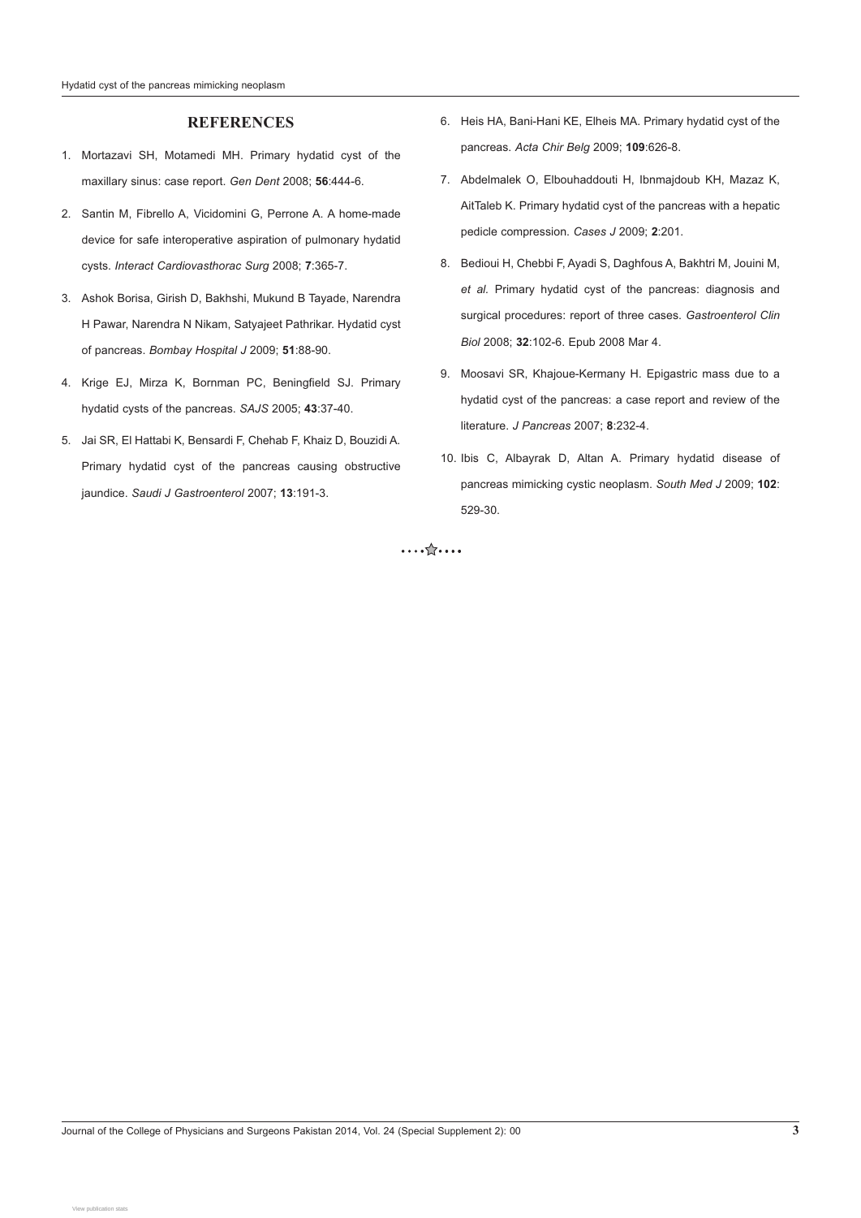## REFERENCES

1. Mortazavi SH, Motamedi MH. Primary hydatid cyst of the maxillary sinus: case report. *Gen Dent* 2008; **56**:444-6.
2. Santin M, Fibrello A, Vicidomini G, Perrone A. A home-made device for safe interoperative aspiration of pulmonary hydatid cysts. *Interact Cardiovasthorac Surg* 2008; **7**:365-7.
3. Ashok Borisa, Girish D, Bakhshi, Mukund B Tayade, Narendra H Pawar, Narendra N Nikam, Satyajeet Pathrikar. Hydatid cyst of pancreas. *Bombay Hospital J* 2009; **51**:88-90.
4. Krige EJ, Mirza K, Bornman PC, Beningfield SJ. Primary hydatid cysts of the pancreas. *SAJS* 2005; **43**:37-40.
5. Jai SR, El Hattabi K, Bensardi F, Chehab F, Khaiz D, Bouzidi A. Primary hydatid cyst of the pancreas causing obstructive jaundice. *Saudi J Gastroenterol* 2007; **13**:191-3.
6. Heis HA, Bani-Hani KE, Elheis MA. Primary hydatid cyst of the pancreas. *Acta Chir Belg* 2009; **109**:626-8.
7. Abdelmalek O, Elbouhaddouti H, Ibnmajdoub KH, Mazaz K, AitTaleb K. Primary hydatid cyst of the pancreas with a hepatic pedicle compression. *Cases J* 2009; **2**:201.
8. Bedioui H, Chebbi F, Ayadi S, Daghfous A, Bakhtri M, Jouini M, *et al.* Primary hydatid cyst of the pancreas: diagnosis and surgical procedures: report of three cases. *Gastroenterol Clin Biol* 2008; **32**:102-6. Epub 2008 Mar 4.
9. Moosavi SR, Khajoue-Kermany H. Epigastric mass due to a hydatid cyst of the pancreas: a case report and review of the literature. *J Pancreas* 2007; **8**:232-4.
10. Ibis C, Albayrak D, Altan A. Primary hydatid disease of pancreas mimicking cystic neoplasm. *South Med J* 2009; **102**: 529-30.

••••☆••••